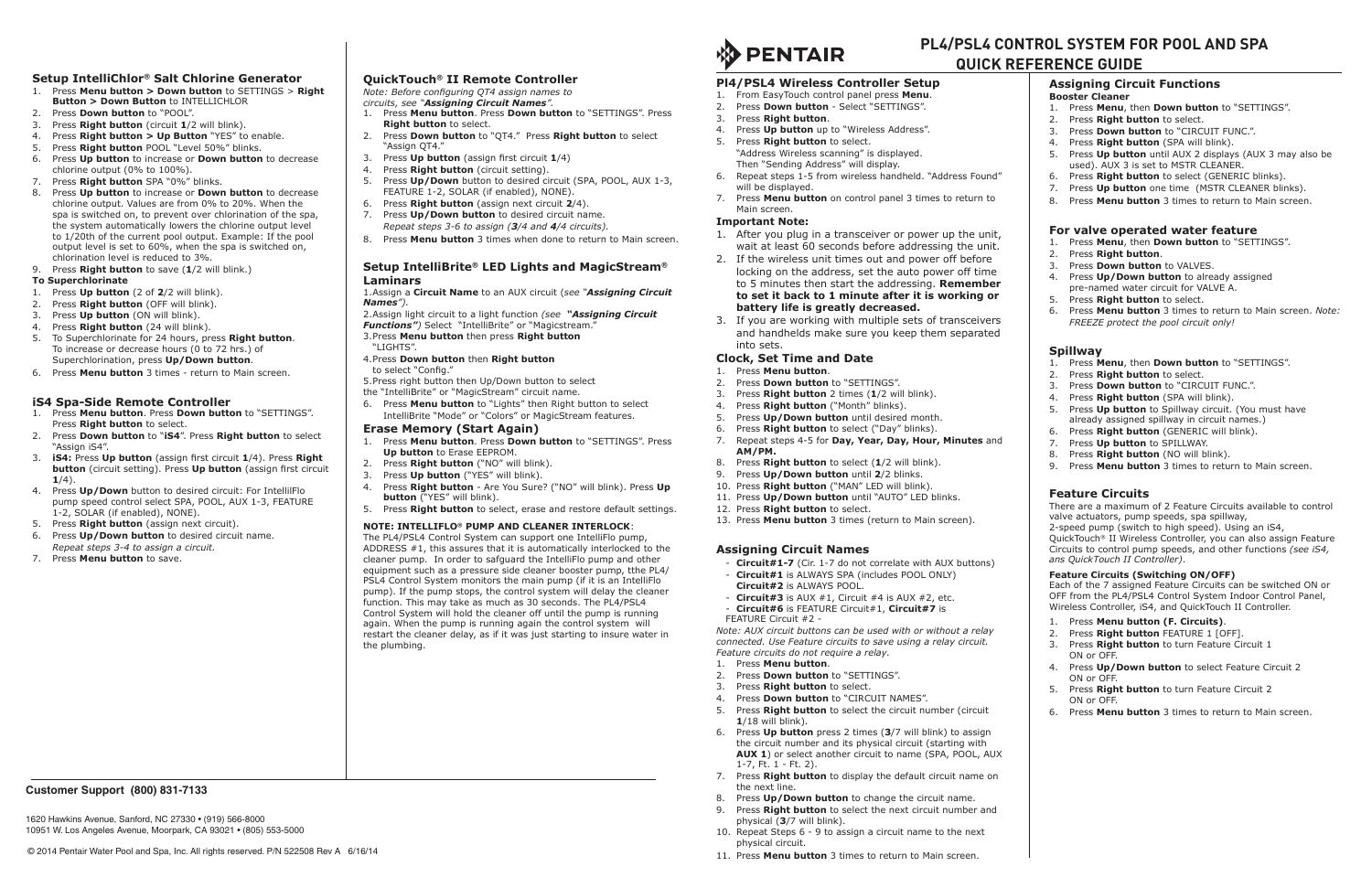# PENTAIR

# PL4/PSL4 CONTROL SYSTEM FOR POOL AND SPA QUICK REFERENCE GUIDE

### Setup IntelliChlor® Salt Chlorine Generator

1. Press **Menu button > Down button** to SETTINGS > **Right Button > Down Button** to INTELLICHLOR
2. Press **Down button** to "POOL".
3. Press **Right button** (circuit **1**/2 will blink).
4. Press **Right button > Up Button** "YES" to enable.
5. Press **Right button** POOL "Level 50%" blinks.
6. Press **Up button** to increase or **Down button** to decrease chlorine output (0% to 100%).
7. Press **Right button** SPA "0%" blinks.
8. Press **Up button** to increase or **Down button** to decrease chlorine output. Values are from 0% to 20%. When the spa is switched on, to prevent over chlorination of the spa, the system automatically lowers the chlorine output level to 1/20th of the current pool output. Example: If the pool output level is set to 60%, when the spa is switched on, chlorination level is reduced to 3%.
9. Press **Right button** to save (**1**/2 will blink.)

**To Superchlorinate**

1. Press **Up button** (2 of **2**/2 will blink).
2. Press **Right button** (OFF will blink).
3. Press **Up button** (ON will blink).
4. Press **Right button** (24 will blink).
5. To Superchlorinate for 24 hours, press **Right button**. To increase or decrease hours (0 to 72 hrs.) of Superchlorination, press **Up/Down button**.
6. Press **Menu button** 3 times - return to Main screen.

### iS4 Spa-Side Remote Controller

1. Press **Menu button**. Press **Down button** to "SETTINGS". Press **Right button** to select.
2. Press **Down button** to "**iS4**". Press **Right button** to select "Assign iS4".
3. **iS4:** Press **Up button** (assign first circuit **1**/4). Press **Right button** (circuit setting). Press **Up button** (assign first circuit **1**/4).
4. Press **Up/Down** button to desired circuit: For IntelliFlo pump speed control select SPA, POOL, AUX 1-3, FEATURE 1-2, SOLAR (if enabled), NONE).
5. Press **Right button** (assign next circuit).
6. Press **Up/Down button** to desired circuit name. *Repeat steps 3-4 to assign a circuit.*
7. Press **Menu button** to save.

### QuickTouch® II Remote Controller

*Note: Before configuring QT4 assign names to circuits, see "**Assigning Circuit Names**".*

1. Press **Menu button**. Press **Down button** to "SETTINGS". Press **Right button** to select.
2. Press **Down button** to "QT4." Press **Right button** to select "Assign QT4."
3. Press **Up button** (assign first circuit **1**/4)
4. Press **Right button** (circuit setting).
5. Press **Up/Down** button to desired circuit (SPA, POOL, AUX 1-3, FEATURE 1-2, SOLAR (if enabled), NONE).
6. Press **Right button** (assign next circuit **2**/4).
7. Press **Up/Down button** to desired circuit name. *Repeat steps 3-6 to assign (**3**/4 and **4**/4 circuits).*
8. Press **Menu button** 3 times when done to return to Main screen.

### Setup IntelliBrite® LED Lights and MagicStream® Laminars

1. Assign a **Circuit Name** to an AUX circuit (*see "**Assigning Circuit Names**").*
2. Assign light circuit to a light function *(see **"Assigning Circuit Functions"**)* Select "IntelliBrite" or "Magicstream."
3. Press **Menu button** then press **Right button** "LIGHTS".
4. Press **Down button** then **Right button** to select "Config."
5. Press right button then Up/Down button to select the "IntelliBrite" or "MagicStream" circuit name.
6. Press **Menu button** to "Lights" then Right button to select IntelliBrite "Mode" or "Colors" or MagicStream features.

### Erase Memory (Start Again)

1. Press **Menu button**. Press **Down button** to "SETTINGS". Press **Up button** to Erase EEPROM.
2. Press **Right button** ("NO" will blink).
3. Press **Up button** ("YES" will blink).
4. Press **Right button** - Are You Sure? ("NO" will blink). Press **Up button** ("YES" will blink).
5. Press **Right button** to select, erase and restore default settings.

**NOTE: INTELLIFLO® PUMP AND CLEANER INTERLOCK**:
The PL4/PSL4 Control System can support one IntelliFlo pump, ADDRESS #1, this assures that it is automatically interlocked to the cleaner pump. In order to safguard the IntelliFlo pump and other equipment such as a pressure side cleaner booster pump, tthe PL4/PSL4 Control System monitors the main pump (if it is an IntelliFlo pump). If the pump stops, the control system will delay the cleaner function. This may take as much as 30 seconds. The PL4/PSL4 Control System will hold the cleaner off until the pump is running again. When the pump is running again the control system will restart the cleaner delay, as if it was just starting to insure water in the plumbing.

**Customer Support (800) 831-7133**

1620 Hawkins Avenue, Sanford, NC 27330 • (919) 566-8000
10951 W. Los Angeles Avenue, Moorpark, CA 93021 • (805) 553-5000

© 2014 Pentair Water Pool and Spa, Inc. All rights reserved. P/N 522508 Rev A 6/16/14

### Pl4/PSL4 Wireless Controller Setup

1. From EasyTouch control panel press **Menu**.
2. Press **Down button** - Select "SETTINGS".
3. Press **Right button**.
4. Press **Up button** up to "Wireless Address".
5. Press **Right button** to select. "Address Wireless scanning" is displayed. Then "Sending Address" will display.
6. Repeat steps 1-5 from wireless handheld. "Address Found" will be displayed.
7. Press **Menu button** on control panel 3 times to return to Main screen.

**Important Note:**

1. After you plug in a transceiver or power up the unit, wait at least 60 seconds before addressing the unit.
2. If the wireless unit times out and power off before locking on the address, set the auto power off time to 5 minutes then start the addressing. **Remember to set it back to 1 minute after it is working or battery life is greatly decreased.**
3. If you are working with multiple sets of transceivers and handhelds make sure you keep them separated into sets.

### Clock, Set Time and Date

1. Press **Menu button**.
2. Press **Down button** to "SETTINGS".
3. Press **Right button** 2 times (**1**/2 will blink).
4. Press **Right button** ("Month" blinks).
5. Press **Up/Down button** until desired month.
6. Press **Right button** to select ("Day" blinks).
7. Repeat steps 4-5 for **Day, Year, Day, Hour, Minutes** and **AM/PM.**
8. Press **Right button** to select (**1**/2 will blink).
9. Press **Up/Down button** until **2**/2 blinks.
10. Press **Right button** ("MAN" LED will blink).
11. Press **Up/Down button** until "AUTO" LED blinks.
12. Press **Right button** to select.
13. Press **Menu button** 3 times (return to Main screen).

### Assigning Circuit Names

- **Circuit#1-7** (Cir. 1-7 do not correlate with AUX buttons)
- **Circuit#1** is ALWAYS SPA (includes POOL ONLY) **Circuit#2** is ALWAYS POOL.
- **Circuit#3** is AUX #1, Circuit #4 is AUX #2, etc.
- **Circuit#6** is FEATURE Circuit#1, **Circuit#7** is FEATURE Circuit #2 -

*Note: AUX circuit buttons can be used with or without a relay connected. Use Feature circuits to save using a relay circuit. Feature circuits do not require a relay.*

1. Press **Menu button**.
2. Press **Down button** to "SETTINGS".
3. Press **Right button** to select.
4. Press **Down button** to "CIRCUIT NAMES".
5. Press **Right button** to select the circuit number (circuit **1**/18 will blink).
6. Press **Up button** press 2 times (**3**/7 will blink) to assign the circuit number and its physical circuit (starting with **AUX 1**) or select another circuit to name (SPA, POOL, AUX 1-7, Ft. 1 - Ft. 2).
7. Press **Right button** to display the default circuit name on the next line.
8. Press **Up/Down button** to change the circuit name.
9. Press **Right button** to select the next circuit number and physical (**3**/7 will blink).
10. Repeat Steps 6 - 9 to assign a circuit name to the next physical circuit.
11. Press **Menu button** 3 times to return to Main screen.

### Assigning Circuit Functions

**Booster Cleaner**

1. Press **Menu**, then **Down button** to "SETTINGS".
2. Press **Right button** to select.
3. Press **Down button** to "CIRCUIT FUNC.".
4. Press **Right button** (SPA will blink).
5. Press **Up button** until AUX 3 displays (AUX 3 may also be used). AUX 3 is set to MSTR CLEANER.
6. Press **Right button** to select (GENERIC blinks).
7. Press **Up button** one time (MSTR CLEANER blinks).
8. Press **Menu button** 3 times to return to Main screen.

### For valve operated water feature

1. Press **Menu**, then **Down button** to "SETTINGS".
2. Press **Right button**.
3. Press **Down button** to VALVES.
4. Press **Up/Down button** to already assigned pre-named water circuit for VALVE A.
5. Press **Right button** to select.
6. Press **Menu button** 3 times to return to Main screen. *Note: FREEZE protect the pool circuit only!*

### Spillway

1. Press **Menu**, then **Down button** to "SETTINGS".
2. Press **Right button** to select.
3. Press **Down button** to "CIRCUIT FUNC.".
4. Press **Right button** (SPA will blink).
5. Press **Up button** to Spillway circuit. (You must have already assigned spillway in circuit names.)
6. Press **Right button** (GENERIC will blink).
7. Press **Up button** to SPILLWAY.
8. Press **Right button** (NO will blink).
9. Press **Menu button** 3 times to return to Main screen.

### Feature Circuits

There are a maximum of 2 Feature Circuits available to control valve actuators, pump speeds, spa spillway, 2-speed pump (switch to high speed). Using an iS4, QuickTouch® II Wireless Controller, you can also assign Feature Circuits to control pump speeds, and other functions *(see iS4, ans QuickTouch II Controller).*

**Feature Circuits (Switching ON/OFF)**
Each of the 7 assigned Feature Circuits can be switched ON or OFF from the PL4/PSL4 Control System Indoor Control Panel, Wireless Controller, iS4, and QuickTouch II Controller.

1. Press **Menu button (F. Circuits)**.
2. Press **Right button** FEATURE 1 [OFF].
3. Press **Right button** to turn Feature Circuit 1 ON or OFF.
4. Press **Up/Down button** to select Feature Circuit 2 ON or OFF.
5. Press **Right button** to turn Feature Circuit 2 ON or OFF.
6. Press **Menu button** 3 times to return to Main screen.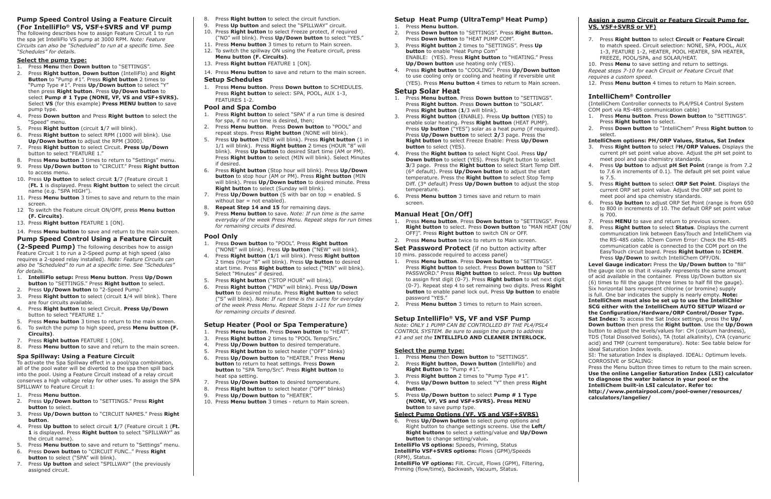### Pump Speed Control Using a Feature Circuit (For IntelliFlo® VS, VSF+SVRS and VF pump

The following describes how to assign Feature Circuit 1 to run the spa jet IntelliFlo VS pump at 3000 RPM. *Note: Feature Circuits can also be "Scheduled" to run at a specific time. See "Schedules" for details.*

**Select the pump type:**

1. Press **Menu** then **Down button** to "SETTINGS".
2. Press **Right button**, **Down button** (IntelliFlo) and **Right Button** to "Pump #1". Press **Right button** 2 times to "Pump Type #1". Press **Up/Down button** to select "Y" then press **Right button**. Press **Up/Down button** to select **Pump # 1 Type (NONE, VF, VS and VSF+SVRS).** Select **VS** (for this example) **Press MENU button** to save pump type.
4. Press **Down button** and Press **Right button** to select the "Speed" menu.
5. Press **Right button** (circuit **1**/7 will blink).
6. Press **Right button** to select RPM (1000 will blink). Use **Up/Down button** to adjust the RPM (3000).
7. Press **Right button** to select Circuit. **Press Up/Down** button to select "FEATURE 1."
8. Press **Menu button** 3 times to return to "Settings" menu.
9. Press **Up/Down button** to "CIRCUIT." Press **Right button** to access menu.
10. Press **Up button** to select circuit **1**/7 (Feature circuit 1 (**Ft. 1** is displayed. Press **Right button** to select the circuit name (e.g. "SPA HIGH").
11. Press **Menu button** 3 times to save and return to the main screen.
12 To switch the Feature circuit ON/OFF, press **Menu button (F. Circuits)**.
13. Press **Right button** FEATURE 1 [ON].
14. Press **Menu button** to save and return to the main screen.

### Pump Speed Control Using a Feature Circuit (2-Speed Pump)

The following describes how to assign Feature Circuit 1 to run a 2-Speed pump at high speed (also requires a 2-speed relay installed). *Note: Feature Circuits can also be "Scheduled" to run at a specific time. See "Schedules" for details.*

1. **IntelliFlo setup:** Press **Menu button**. Press **Up/Down button** to "SETTINGS." Press **Right button** to select.
2. Press **Up/Down button** to "2-Speed Pump."
3. Press **Right button** to select (circuit **1**/4 will blink). There are four circuits available.
4. Press **Right button** to select Circuit. **Press Up/Down** button to select "FEATURE 1."
5. Press **Menu button** 3 times to return to the main screen.
6. To switch the pump to high speed, press **Menu button (F. Circuits)**.
7. Press **Right button** FEATURE 1 [ON].
8. Press **Menu button** to save and return to the main screen.

### Spa Spillway: Using a Feature Circuit

To activate the Spa Spillway effect in a pool/spa combination, all of the pool water will be diverted to the spa then spill back into the pool. Using a Feature Circuit instead of a relay circuit conserves a high voltage relay for other uses. To assign the SPA SPILLWAY to Feature Circuit 1:

1. Press **Menu button**.
2. Press **Up/Down button** to "SETTINGS." Press **Right button** to select.
3. Press **Up/Down button** to "CIRCUIT NAMES." Press **Right button**.
4. Press **Up button** to select circuit **1**/7 (Feature circuit 1 (**Ft. 1** is displayed. Press **Right button** to select "SPILLWAY" as the circuit name).
5. Press **Menu button** to save and return to "Settings" menu.
6. Press **Down button** to "CIRCUIT FUNC.." Press **Right button** to select ("SPA" will blink).
7. Press **Up button** and select "SPILLWAY" (the previously assigned circuit.
8. Press **Right button** to select the circuit function.
9. Press **Up button** and select the "SPILLWAY" circuit.
10. Press **Right button** to select Freeze protect, if required ("NO" will blink). Press **Up/Down button** to select "YES."
11. Press **Menu button** 3 times to return to Main screen.
12. To switch the spillway ON using the Feature circuit, press **Menu button (F. Circuits)**.
13. Press **Right button** FEATURE 1 [ON].
14. Press **Menu button** to save and return to the main screen.

### Setup Schedules

1. Press **Menu button**. Press **Down button** to SCHEDULES. Press **Right button** to select: SPA, POOL, AUX 1-3, FEATURES 1-2.

### Pool and Spa Combo

2. Press **Right button** to select "SPA" if a run time is desired for spa, if no run time is desired, then;
3. Press **Menu button**. Press **Down button** to "POOL" and repeat steps. Press **Right button** (NONE will blink).
5. Press **Up button** (NEW will blink). Press **Right button** (1 in 1/1 will blink). Press **Right button** 2 times (Hour "8" will blink). Press **Up button** to desired Start time (AM or PM). Press **Right button** to select (MIN will blink). Select Minutes if desired.
6. Press **Right button** (Stop hour will blink). Press **Up/Down button** to stop hour (AM or PM). Press **Right button** (MIN will blink). Press **Up/Down button** to desired minute. Press **Right button** to select (Sunday will blink).
7. Press **Up/Down button** (S with bar on top = enabled. S without bar = not enabled).
8. **Repeat Step 14 and 15** for remaining days.
9. Press **Menu button** to save. *Note: If run time is the same everyday of the week Press Menu. Repeat steps for run times for remaining circuits if desired.*

### Pool Only

1. Press **Down button** to "POOL". Press **Right button** ("NONE" will blink). Press **Up button** ("NEW" will blink).
4. Press **Right button** (**1**/1 will blink). Press **Right button** 2 times (Hour "8" will blink). Press **Up button** to desired start time. Press **Right button** to select ("MIN" will blink). Select "Minutes" if desired.
5. Press **Right button** ("STOP HOUR" will blink).
6. Press **Right button** ("MIN" will blink). Press **Up/Down button** to desired minute. Press **Right button** to select ("S" will blink). *Note: If run time is the same for everyday of the week Press Menu. Repeat Steps 1-11 for run times for remaining circuits if desired.*

### Setup Heater (Pool or Spa Temperature)

1. Press **Menu button**. Press **Down button** to "HEAT".
3. Press **Right button** 2 times to "POOL Temp/Src."
4. Press **Up/Down button** to desired temperature.
5. Press **Right button** to select heater ("OFF" blinks)
6. Press **Up/Down button** to "HEATER." Press **Menu button** to return to heat settings. Press **Down button** to "SPA Temp/Src". Press **Right button** to heat spa setting.
7. Press **Up/Down button** to desired temperature.
8. Press **Right button** to select heater ("OFF" blinks)
9. Press **Up/Down button** to "HEATER".
10. Press **Menu button** 3 times - return to Main screen.

### Setup Heat Pump (UltraTemp® Heat Pump)

1. Press **Menu button**.
2. Press **Down button** to "SETTINGS". Press **Right Button.** Press **Down button** to "HEAT PUMP COM".
3. Press **Right button** 2 times to "SETTINGS". Press **Up button** to enable "Heat Pump Com" ENABLE: (YES). Press **Right button** to "HEATING." Press **Up/Down button** use heating only (YES).
4. Press **Right button** to "COOLING". Press **Up/Down button** to use cooling only or cooling and heating if reversible unit (YES). Press **Menu button** 4 times to return to Main screen.

### Setup Solar Heat

1. Press **Menu button**. Press **Down button** to "SETTINGS". Press **Right button**. Press **Down button** to "SOLAR". Press **Right button** (**1**/3 will blink).
3. Press **Right button** (ENABLE). Press **Up button** (YES) to enable solar heating. Press **Right button** (HEAT PUMP). Press **Up button** ("YES") solar as a heat pump (if required). Press **Up/Down button** to select **2/**3 page. Press the **Right button** to select Freeze Enable: Press **Up/Down button** to select (YES).
4. Press the **Right button** to select Night Cool. Press **Up/ Down button** to select (YES). Press Right button to select **3**/3 page. Press the **Right button** to select Start Temp Diff. (6° default). Press **Up/Down button** to adjust the start temperature. Press the **Right button** to select Stop Temp Diff. (3° default) Press **Up/Down button** to adjust the stop temperature.
6. Press **Menu button** 3 times save and return to main screen.

### Manual Heat [On/Off]

1. Press **Menu button**. Press **Down button** to "SETTINGS". Press **Right button** to select. Press **Down button** to "MAN HEAT [ON/ OFF]". Press **Right button** to switch ON or OFF.
2. Press **Menu button** twice to return to Main screen.

**Set Password Protect** (if no button activity after 10 mins. passcode required to access panel)

1. Press **Menu button**. Press **Down button** to "SETTINGS". Press **Right button** to select. Press **Down button** to "SET PASSWORD." Press **Right button** to select. Press **Up button** to assign first digit (0-7). Press **Right button** to set next digit (0-7). Repeat step 4 to set remaining two digits. Press **Right button** to enable panel lock out. Press **Up button** to enable password "YES."
2. Press **Menu button** 3 times to return to Main screen.

### Setup IntelliFlo® VS, VF and VSF Pump

*Note: ONLY 1 PUMP CAN BE CONTROLLED BY THE PL4/PSL4 CONTROL SYSTEM. Be sure to assign the pump to address #1 and set the* **INTELLIFLO AND CLEANER INTERLOCK.**

**Select the pump type:**

1. Press **Menu** then **Down button** to "SETTINGS".
2. Press **Right button**, **Down button** (IntelliFlo) and **Right Button** to "Pump #1".
3. Press **Right button** 2 times to "Pump Type #1".
4. Press **Up/Down button** to select "Y" then press **Right button**.
5. Press **Up/Down button** to select **Pump # 1 Type (NONE, VF, VS and VSF+SVRS). Press MENU button** to save pump type.

**Select Pump Options (VF, VS and VSF+SVRS)**

6. Press **Up/Down button** to select pump options and Right button to change settings screens. Use the **Left/ Right buttons** to select a setting/value and **Up/Down button** to change setting/value**.**

**IntelliFlo VS options:** Speeds, Priming, Status
**IntelliFlo VSF+SVRS options:** Flows (GPM)/Speeds (RPM), Status.
**IntelliFlo VF options:** Filt. Circuit, Flows (GPM), Filtering, Priming (flow/time), Backwash, Vacuum, Status.

**Assign a pump Circuit or Feature Circuit Pump for VS, VSF+SVRS or VF)**

7. Press **Right button** to select **Circuit** or **Feature Circui**t to match speed. Circuit selection: NONE, SPA, POOL, AUX 1-3, FEATURE 1-2, HEATER, POOL HEATER, SPA HEATER, FREEZE, POOL/SPA, and SOLAR/HEAT.
10. Press **Menu** to save setting and return to settings.

*Repeat steps 7-10 for each Circuit or Feature Circuit that requires a custom speed.*

12. Press **Menu button** 4 times to return to Main screen.

### IntelliChem® Controller

(IntelliChem Controller connects to PL4/PSL4 Control System COM port via RS-485 communication cable)

1. Press **Menu button**. Press **Down button** to "SETTINGS". Press **Right button** to select.
2. Press **Down button** to "IntelliChem" Press **Right button** to select.

**IntelliChem options: PH/ORP Values, Status, Sat Index**

3. Press **Right button** to select P**H/ORP Values.** Displays the current pH set point value above. Adjust the pH set point to meet pool and spa chemistry standards.
4. Press **Up button** to adjust **pH Set Point** (range is from 7.2 to 7.6 in increments of 0.1). The default pH set point value is 7.5.
5. Press **Right button** to select **ORP Set Point**. Displays the current ORP set point value. Adjust the ORP set point to meet pool and spa chemistry standards.
6. Press **Up button** to adjust ORP Set Point (range is from 650 to 800 in increments of 10. The default ORP set point value is 700.
7. Press **MENU** to save and return to previous screen.
8. Press **Right button** to select **Status**. Displays the current communication link between EasyTouch and IntelliChem via the RS-485 cable. IChem Comm Error: Check the RS-485 communication cable is connected to the COM port on the EasyTouch circuit board. Press **Right button** to **ICHEM**. Press **Up/Down** to switch IntelliChem OFF/ON.

**Level Gauge indicator:** Press the **Up/Down button** to "fill" the gauge icon so that it visually represents the same amount of acid available in the container. Press Up/Down button six (6) times to fill the gauge (three times to half fill the gauge). Six horizontal bars represent chlorine (or bromine) supply is full. One bar indicates the supply is nearly empty. **Note: IntelliChem must also be set up to use the IntelliChlor SCG either with the IntelliChem AUTO SETUP Wizard or the Configuration/Hardware/ORP Control/Doser Type.**

**Sat Index:** To access the Sat Index settings, press the **Up/ Down button** then press the **Right button**. Use the **Up/Down** button to adjust the levels/values for: CH (calcium hardness), TDS (Total Dissolved Solids), TA (total alkalinity), CYA (cyanuric acid) and TMP (current temperature). Note: See table below for ideal Saturation Index levels.

SI: The saturation Index is displayed. IDEAL: Optimum levels. CORROSIVE or SCALING:

Press the Menu button three times to return to the main screen. **Use the online Langelier Saturation Index (LSI) calculator to diagnose the water balance in your pool or the IntelliChem built-in LSI calculator. Refer to: http://www.pentairpool.com/pool-owner/resources/ calculators/langelier/**